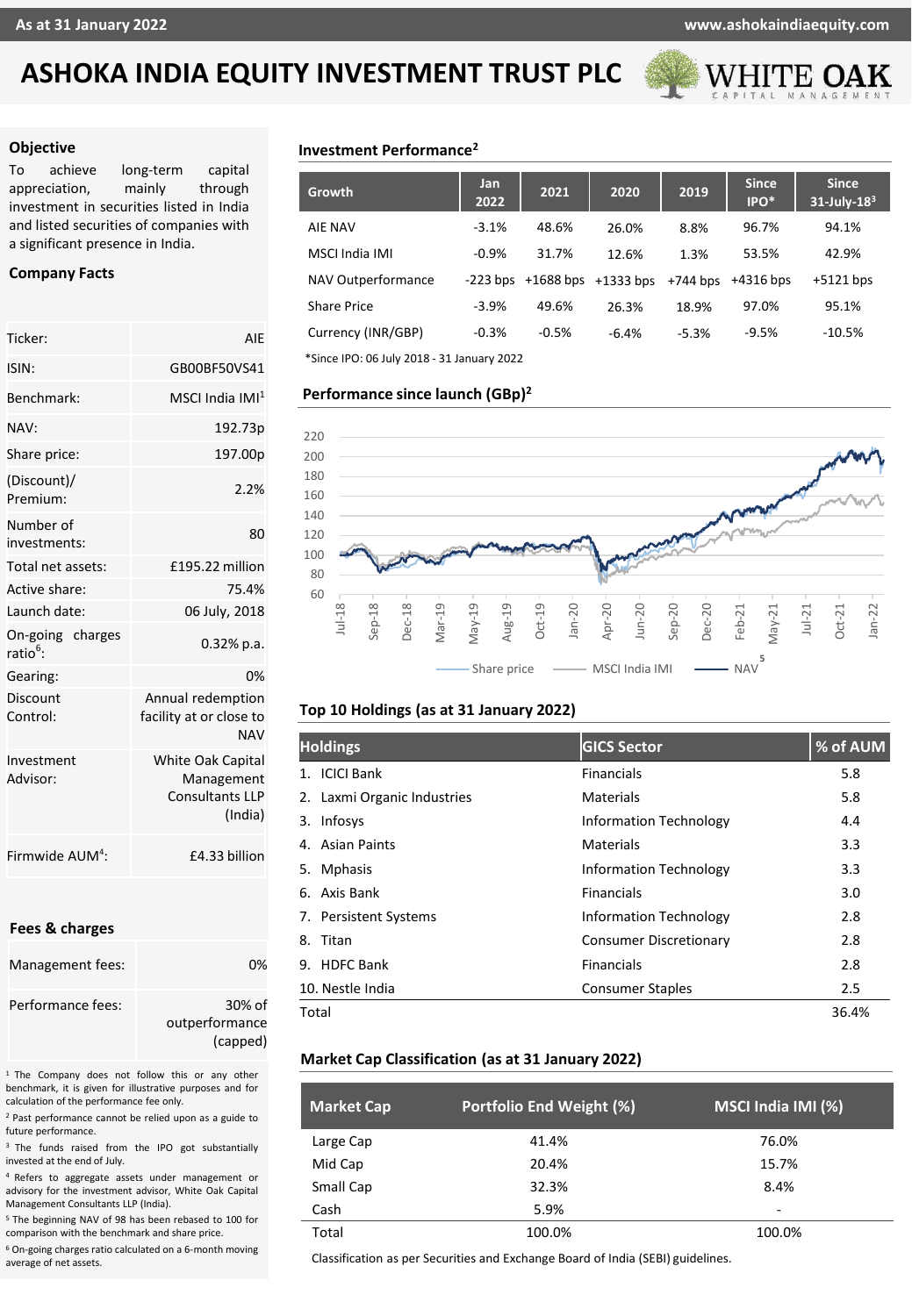As at 31 January 2022 | www.ashokaindiaequity.com

# ASHOKA INDIA EQUITY INVESTMENT TRUST PLC

WHITE OAK CAPITAL MANAGEMENT

## Objective

To achieve long-term capital appreciation, mainly through investment in securities listed in India and listed securities of companies with a significant presence in India.

## Company Facts

| | |
|---|---|
| Ticker: | AIE |
| ISIN: | GB00BF50VS41 |
| Benchmark: | MSCI India IMI[1] |
| NAV: | 192.73p |
| Share price: | 197.00p |
| (Discount)/ Premium: | 2.2% |
| Number of investments: | 80 |
| Total net assets: | £195.22 million |
| Active share: | 75.4% |
| Launch date: | 06 July, 2018 |
| On-going charges ratio[6]: | 0.32% p.a. |
| Gearing: | 0% |
| Discount Control: | Annual redemption facility at or close to NAV |
| Investment Advisor: | White Oak Capital Management Consultants LLP (India) |
| Firmwide AUM[4]: | £4.33 billion |

## Fees & charges

| | |
|---|---|
| Management fees: | 0% |
| Performance fees: | 30% of outperformance (capped) |

[1] The Company does not follow this or any other benchmark, it is given for illustrative purposes and for calculation of the performance fee only.

[2] Past performance cannot be relied upon as a guide to future performance.

[3] The funds raised from the IPO got substantially invested at the end of July.

[4] Refers to aggregate assets under management or advisory for the investment advisor, White Oak Capital Management Consultants LLP (India).

[5] The beginning NAV of 98 has been rebased to 100 for comparison with the benchmark and share price.

[6] On-going charges ratio calculated on a 6-month moving average of net assets.

## Investment Performance[2]

| Growth | Jan 2022 | 2021 | 2020 | 2019 | Since IPO* | Since 31-July-18[3] |
|---|---|---|---|---|---|---|
| AIE NAV | -3.1% | 48.6% | 26.0% | 8.8% | 96.7% | 94.1% |
| MSCI India IMI | -0.9% | 31.7% | 12.6% | 1.3% | 53.5% | 42.9% |
| NAV Outperformance | -223 bps | +1688 bps | +1333 bps | +744 bps | +4316 bps | +5121 bps |
| Share Price | -3.9% | 49.6% | 26.3% | 18.9% | 97.0% | 95.1% |
| Currency (INR/GBP) | -0.3% | -0.5% | -6.4% | -5.3% | -9.5% | -10.5% |

*Since IPO: 06 July 2018 - 31 January 2022

## Performance since launch (GBp)[2]

Share price — MSCI India IMI — NAV[5]

## Top 10 Holdings (as at 31 January 2022)

| Holdings | GICS Sector | % of AUM |
|---|---|---|
| 1. ICICI Bank | Financials | 5.8 |
| 2. Laxmi Organic Industries | Materials | 5.8 |
| 3. Infosys | Information Technology | 4.4 |
| 4. Asian Paints | Materials | 3.3 |
| 5. Mphasis | Information Technology | 3.3 |
| 6. Axis Bank | Financials | 3.0 |
| 7. Persistent Systems | Information Technology | 2.8 |
| 8. Titan | Consumer Discretionary | 2.8 |
| 9. HDFC Bank | Financials | 2.8 |
| 10. Nestle India | Consumer Staples | 2.5 |
| Total | | 36.4% |

## Market Cap Classification (as at 31 January 2022)

| Market Cap | Portfolio End Weight (%) | MSCI India IMI (%) |
|---|---|---|
| Large Cap | 41.4% | 76.0% |
| Mid Cap | 20.4% | 15.7% |
| Small Cap | 32.3% | 8.4% |
| Cash | 5.9% | - |
| Total | 100.0% | 100.0% |

Classification as per Securities and Exchange Board of India (SEBI) guidelines.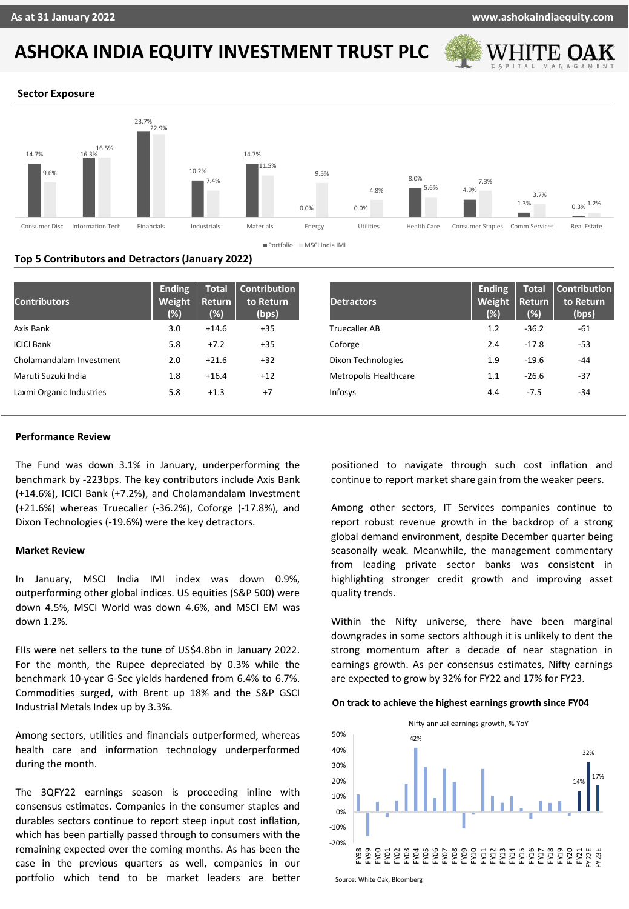# ASHOKA INDIA EQUITY INVESTMENT TRUST PLC

As at 31 January 2022

## Sector Exposure

| Sector | Portfolio | MSCI India IMI |
|---|---|---|
| Consumer Disc | 14.7% | 9.6% |
| Information Tech | 16.3% | 16.5% |
| Financials | 23.7% | 22.9% |
| Industrials | 10.2% | 7.4% |
| Materials | 14.7% | 11.5% |
| Energy | 0.0% | 9.5% |
| Utilities | 0.0% | 4.8% |
| Health Care | 8.0% | 5.6% |
| Consumer Staples | 4.9% | 7.3% |
| Comm Services | 1.3% | 3.7% |
| Real Estate | 0.3% | 1.2% |

## Top 5 Contributors and Detractors (January 2022)

| Contributors | Ending Weight (%) | Total Return (%) | Contribution to Return (bps) |
|---|---|---|---|
| Axis Bank | 3.0 | +14.6 | +35 |
| ICICI Bank | 5.8 | +7.2 | +35 |
| Cholamandalam Investment | 2.0 | +21.6 | +32 |
| Maruti Suzuki India | 1.8 | +16.4 | +12 |
| Laxmi Organic Industries | 5.8 | +1.3 | +7 |

| Detractors | Ending Weight (%) | Total Return (%) | Contribution to Return (bps) |
|---|---|---|---|
| Truecaller AB | 1.2 | -36.2 | -61 |
| Coforge | 2.4 | -17.8 | -53 |
| Dixon Technologies | 1.9 | -19.6 | -44 |
| Metropolis Healthcare | 1.1 | -26.6 | -37 |
| Infosys | 4.4 | -7.5 | -34 |

### Performance Review

The Fund was down 3.1% in January, underperforming the benchmark by -223bps. The key contributors include Axis Bank (+14.6%), ICICI Bank (+7.2%), and Cholamandalam Investment (+21.6%) whereas Truecaller (-36.2%), Coforge (-17.8%), and Dixon Technologies (-19.6%) were the key detractors.

### Market Review

In January, MSCI India IMI index was down 0.9%, outperforming other global indices. US equities (S&P 500) were down 4.5%, MSCI World was down 4.6%, and MSCI EM was down 1.2%.

FIIs were net sellers to the tune of US$4.8bn in January 2022. For the month, the Rupee depreciated by 0.3% while the benchmark 10-year G-Sec yields hardened from 6.4% to 6.7%. Commodities surged, with Brent up 18% and the S&P GSCI Industrial Metals Index up by 3.3%.

Among sectors, utilities and financials outperformed, whereas health care and information technology underperformed during the month.

The 3QFY22 earnings season is proceeding inline with consensus estimates. Companies in the consumer staples and durables sectors continue to report steep input cost inflation, which has been partially passed through to consumers with the remaining expected over the coming months. As has been the case in the previous quarters as well, companies in our portfolio which tend to be market leaders are better positioned to navigate through such cost inflation and continue to report market share gain from the weaker peers.

Among other sectors, IT Services companies continue to report robust revenue growth in the backdrop of a strong global demand environment, despite December quarter being seasonally weak. Meanwhile, the management commentary from leading private sector banks was consistent in highlighting stronger credit growth and improving asset quality trends.

Within the Nifty universe, there have been marginal downgrades in some sectors although it is unlikely to dent the strong momentum after a decade of near stagnation in earnings growth. As per consensus estimates, Nifty earnings are expected to grow by 32% for FY22 and 17% for FY23.

**On track to achieve the highest earnings growth since FY04**

Nifty annual earnings growth, % YoY (FY98–FY23E; labelled values: FY04 42%, FY21 14%, FY22E 32%, FY23E 17%)

Source: White Oak, Bloomberg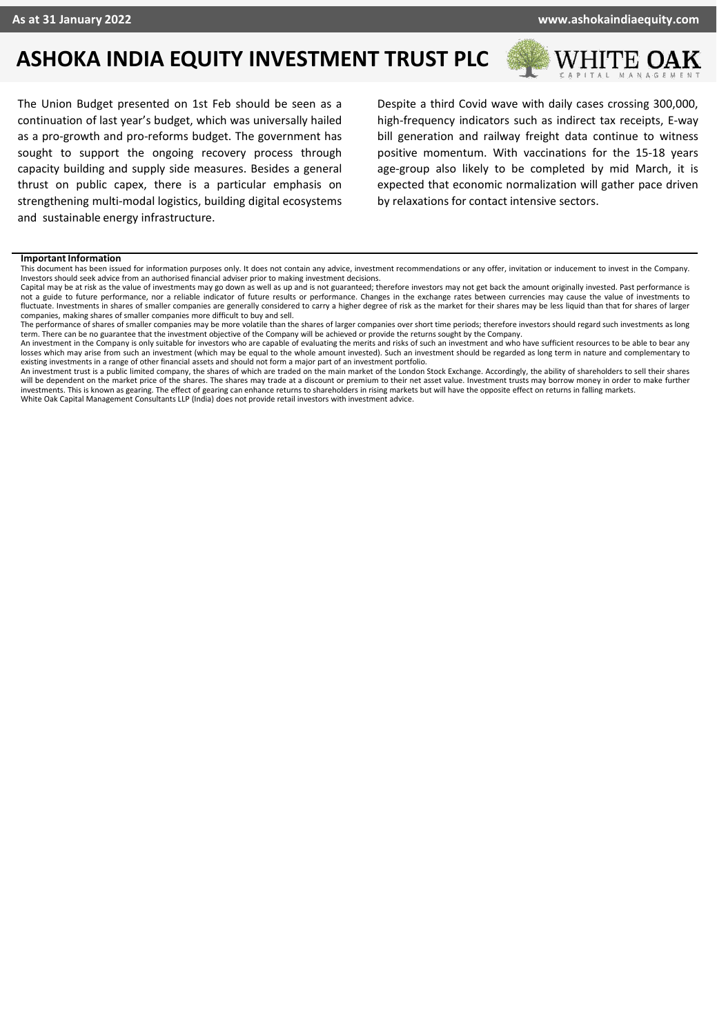The Union Budget presented on 1st Feb should be seen as a continuation of last year's budget, which was universally hailed as a pro-growth and pro-reforms budget. The government has sought to support the ongoing recovery process through capacity building and supply side measures. Besides a general thrust on public capex, there is a particular emphasis on strengthening multi-modal logistics, building digital ecosystems and sustainable energy infrastructure.

Despite a third Covid wave with daily cases crossing 300,000, high-frequency indicators such as indirect tax receipts, E-way bill generation and railway freight data continue to witness positive momentum. With vaccinations for the 15-18 years age-group also likely to be completed by mid March, it is expected that economic normalization will gather pace driven by relaxations for contact intensive sectors.

**Important Information**

This document has been issued for information purposes only. It does not contain any advice, investment recommendations or any offer, invitation or inducement to invest in the Company. Investors should seek advice from an authorised financial adviser prior to making investment decisions.

Capital may be at risk as the value of investments may go down as well as up and is not guaranteed; therefore investors may not get back the amount originally invested. Past performance is not a guide to future performance, nor a reliable indicator of future results or performance. Changes in the exchange rates between currencies may cause the value of investments to fluctuate. Investments in shares of smaller companies are generally considered to carry a higher degree of risk as the market for their shares may be less liquid than that for shares of larger companies, making shares of smaller companies more difficult to buy and sell.

The performance of shares of smaller companies may be more volatile than the shares of larger companies over short time periods; therefore investors should regard such investments as long term. There can be no guarantee that the investment objective of the Company will be achieved or provide the returns sought by the Company.

An investment in the Company is only suitable for investors who are capable of evaluating the merits and risks of such an investment and who have sufficient resources to be able to bear any losses which may arise from such an investment (which may be equal to the whole amount invested). Such an investment should be regarded as long term in nature and complementary to existing investments in a range of other financial assets and should not form a major part of an investment portfolio.

An investment trust is a public limited company, the shares of which are traded on the main market of the London Stock Exchange. Accordingly, the ability of shareholders to sell their shares will be dependent on the market price of the shares. The shares may trade at a discount or premium to their net asset value. Investment trusts may borrow money in order to make further investments. This is known as gearing. The effect of gearing can enhance returns to shareholders in rising markets but will have the opposite effect on returns in falling markets.

White Oak Capital Management Consultants LLP (India) does not provide retail investors with investment advice.